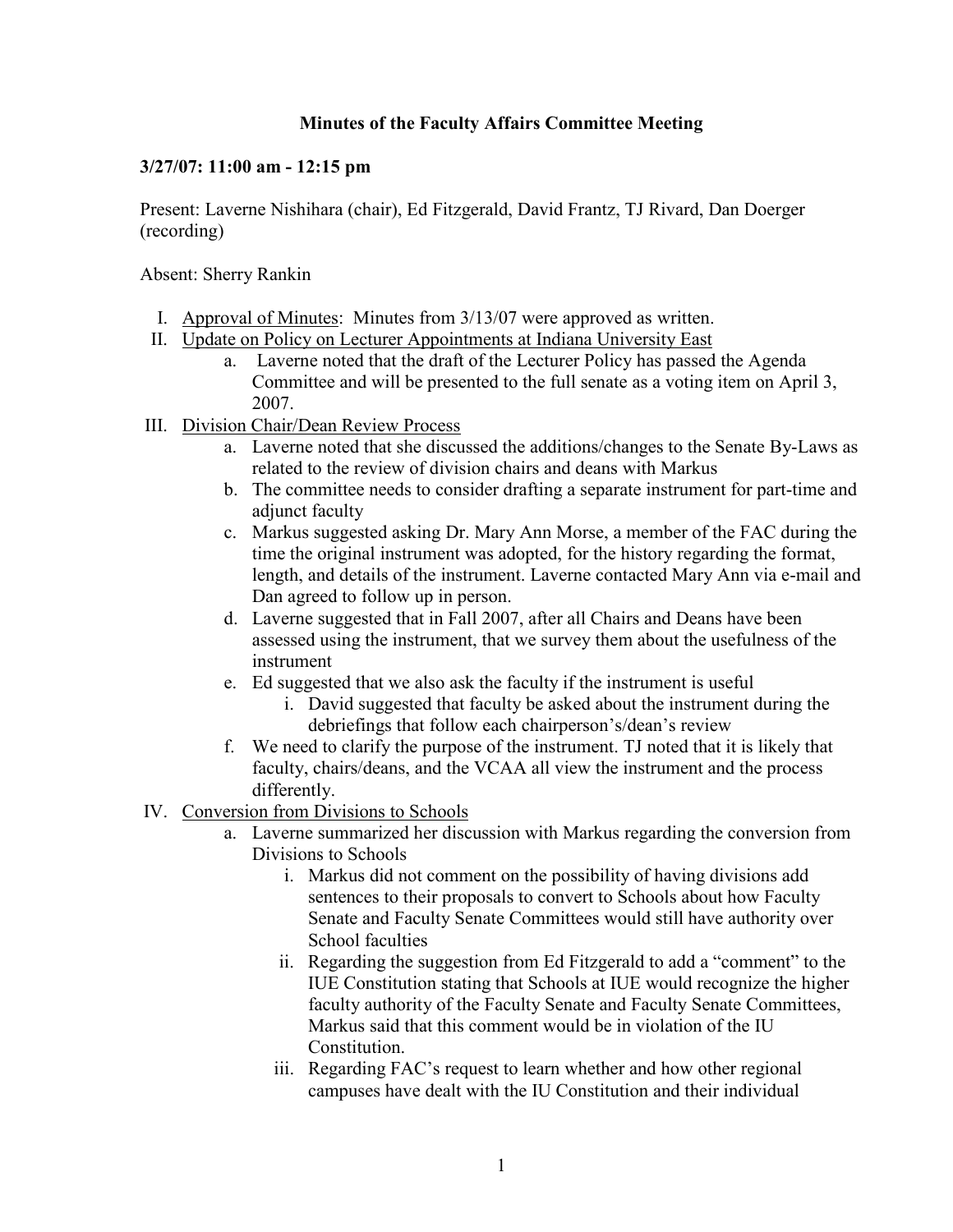# Minutes of the Faculty Affairs Committee Meeting

**3/27/07: 11:00 am - 12:15 pm**

Present: Laverne Nishihara (chair), Ed Fitzgerald, David Frantz, TJ Rivard, Dan Doerger (recording)

Absent: Sherry Rankin

I. Approval of Minutes: Minutes from 3/13/07 were approved as written.

II. Update on Policy on Lecturer Appointments at Indiana University East
   a. Laverne noted that the draft of the Lecturer Policy has passed the Agenda Committee and will be presented to the full senate as a voting item on April 3, 2007.

III. Division Chair/Dean Review Process
   a. Laverne noted that she discussed the additions/changes to the Senate By-Laws as related to the review of division chairs and deans with Markus
   b. The committee needs to consider drafting a separate instrument for part-time and adjunct faculty
   c. Markus suggested asking Dr. Mary Ann Morse, a member of the FAC during the time the original instrument was adopted, for the history regarding the format, length, and details of the instrument. Laverne contacted Mary Ann via e-mail and Dan agreed to follow up in person.
   d. Laverne suggested that in Fall 2007, after all Chairs and Deans have been assessed using the instrument, that we survey them about the usefulness of the instrument
   e. Ed suggested that we also ask the faculty if the instrument is useful
      i. David suggested that faculty be asked about the instrument during the debriefings that follow each chairperson's/dean's review
   f. We need to clarify the purpose of the instrument. TJ noted that it is likely that faculty, chairs/deans, and the VCAA all view the instrument and the process differently.

IV. Conversion from Divisions to Schools
   a. Laverne summarized her discussion with Markus regarding the conversion from Divisions to Schools
      i. Markus did not comment on the possibility of having divisions add sentences to their proposals to convert to Schools about how Faculty Senate and Faculty Senate Committees would still have authority over School faculties
      ii. Regarding the suggestion from Ed Fitzgerald to add a "comment" to the IUE Constitution stating that Schools at IUE would recognize the higher faculty authority of the Faculty Senate and Faculty Senate Committees, Markus said that this comment would be in violation of the IU Constitution.
      iii. Regarding FAC's request to learn whether and how other regional campuses have dealt with the IU Constitution and their individual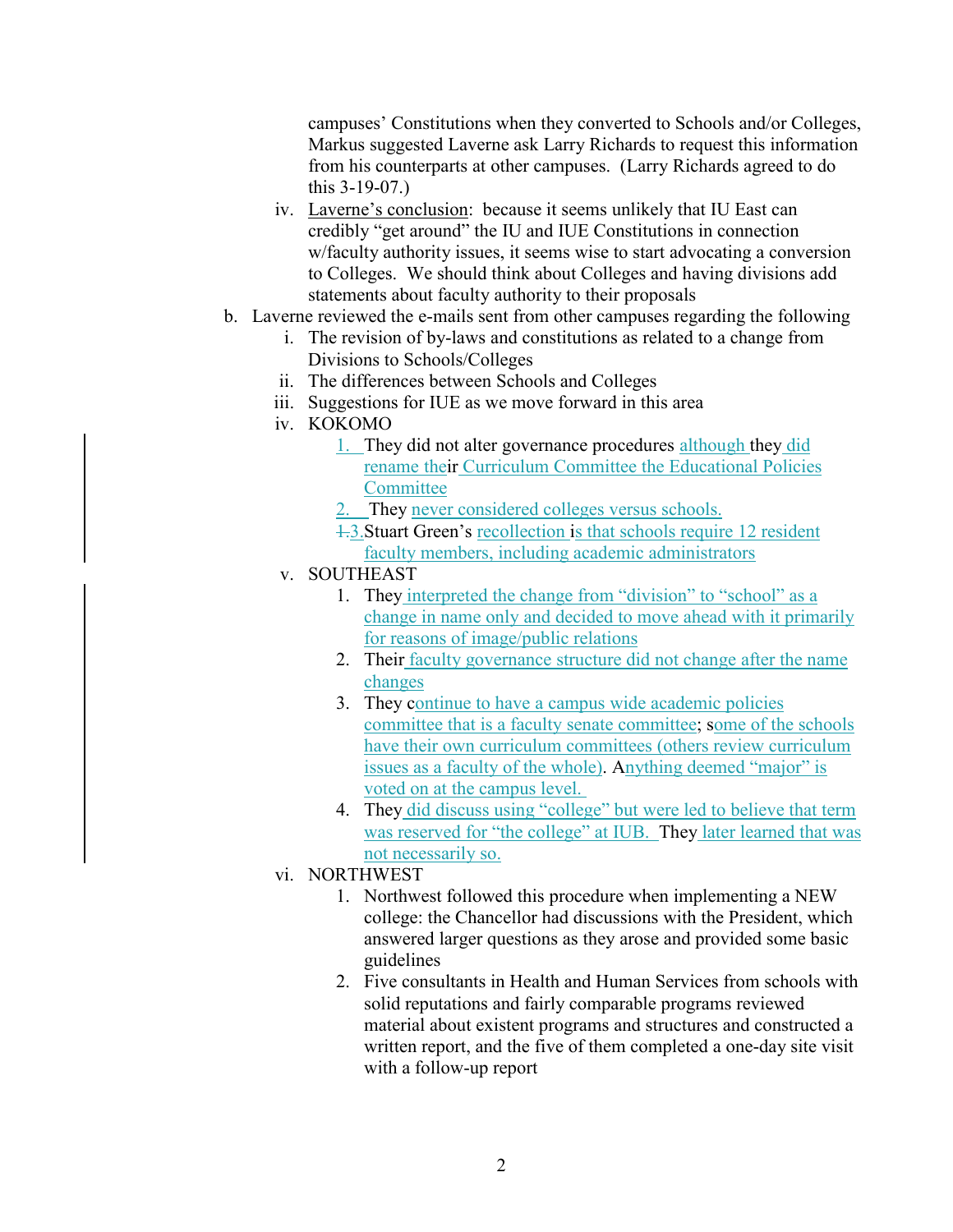campuses' Constitutions when they converted to Schools and/or Colleges, Markus suggested Laverne ask Larry Richards to request this information from his counterparts at other campuses. (Larry Richards agreed to do this 3-19-07.)

   iv. Laverne's conclusion: because it seems unlikely that IU East can credibly "get around" the IU and IUE Constitutions in connection w/faculty authority issues, it seems wise to start advocating a conversion to Colleges. We should think about Colleges and having divisions add statements about faculty authority to their proposals

b. Laverne reviewed the e-mails sent from other campuses regarding the following
   i. The revision of by-laws and constitutions as related to a change from Divisions to Schools/Colleges
   ii. The differences between Schools and Colleges
   iii. Suggestions for IUE as we move forward in this area
   iv. KOKOMO
      1. They did not alter governance procedures although they did rename their Curriculum Committee the Educational Policies Committee
      2. They never considered colleges versus schools.
      3. Stuart Green's recollection is that schools require 12 resident faculty members, including academic administrators
   v. SOUTHEAST
      1. They interpreted the change from "division" to "school" as a change in name only and decided to move ahead with it primarily for reasons of image/public relations
      2. Their faculty governance structure did not change after the name changes
      3. They continue to have a campus wide academic policies committee that is a faculty senate committee; some of the schools have their own curriculum committees (others review curriculum issues as a faculty of the whole). Anything deemed "major" is voted on at the campus level.
      4. They did discuss using "college" but were led to believe that term was reserved for "the college" at IUB. They later learned that was not necessarily so.
   vi. NORTHWEST
      1. Northwest followed this procedure when implementing a NEW college: the Chancellor had discussions with the President, which answered larger questions as they arose and provided some basic guidelines
      2. Five consultants in Health and Human Services from schools with solid reputations and fairly comparable programs reviewed material about existent programs and structures and constructed a written report, and the five of them completed a one-day site visit with a follow-up report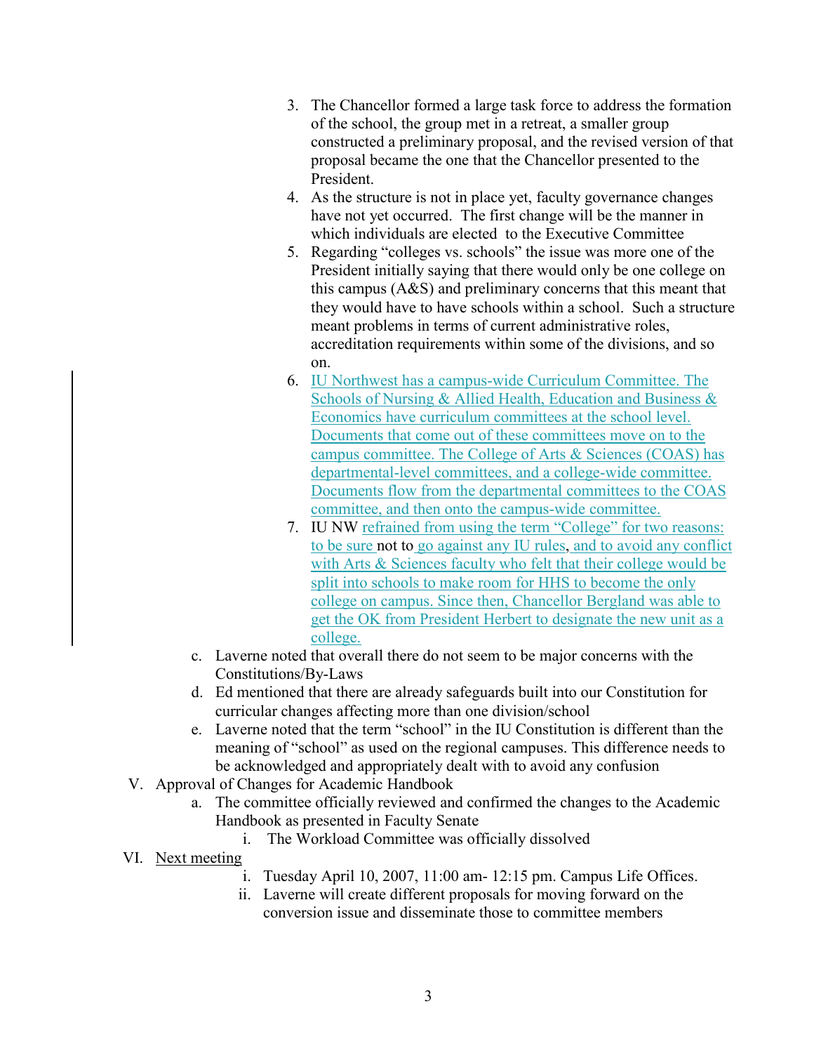3. The Chancellor formed a large task force to address the formation of the school, the group met in a retreat, a smaller group constructed a preliminary proposal, and the revised version of that proposal became the one that the Chancellor presented to the President.
4. As the structure is not in place yet, faculty governance changes have not yet occurred. The first change will be the manner in which individuals are elected to the Executive Committee
5. Regarding "colleges vs. schools" the issue was more one of the President initially saying that there would only be one college on this campus (A&S) and preliminary concerns that this meant that they would have to have schools within a school. Such a structure meant problems in terms of current administrative roles, accreditation requirements within some of the divisions, and so on.
6. IU Northwest has a campus-wide Curriculum Committee. The Schools of Nursing & Allied Health, Education and Business & Economics have curriculum committees at the school level. Documents that come out of these committees move on to the campus committee. The College of Arts & Sciences (COAS) has departmental-level committees, and a college-wide committee. Documents flow from the departmental committees to the COAS committee, and then onto the campus-wide committee.
7. IU NW refrained from using the term "College" for two reasons: to be sure not to go against any IU rules, and to avoid any conflict with Arts & Sciences faculty who felt that their college would be split into schools to make room for HHS to become the only college on campus. Since then, Chancellor Bergland was able to get the OK from President Herbert to designate the new unit as a college.

c. Laverne noted that overall there do not seem to be major concerns with the Constitutions/By-Laws

d. Ed mentioned that there are already safeguards built into our Constitution for curricular changes affecting more than one division/school

e. Laverne noted that the term "school" in the IU Constitution is different than the meaning of "school" as used on the regional campuses. This difference needs to be acknowledged and appropriately dealt with to avoid any confusion

V. Approval of Changes for Academic Handbook

a. The committee officially reviewed and confirmed the changes to the Academic Handbook as presented in Faculty Senate

i. The Workload Committee was officially dissolved

VI. <u>Next meeting</u>

i. Tuesday April 10, 2007, 11:00 am- 12:15 pm. Campus Life Offices.

ii. Laverne will create different proposals for moving forward on the conversion issue and disseminate those to committee members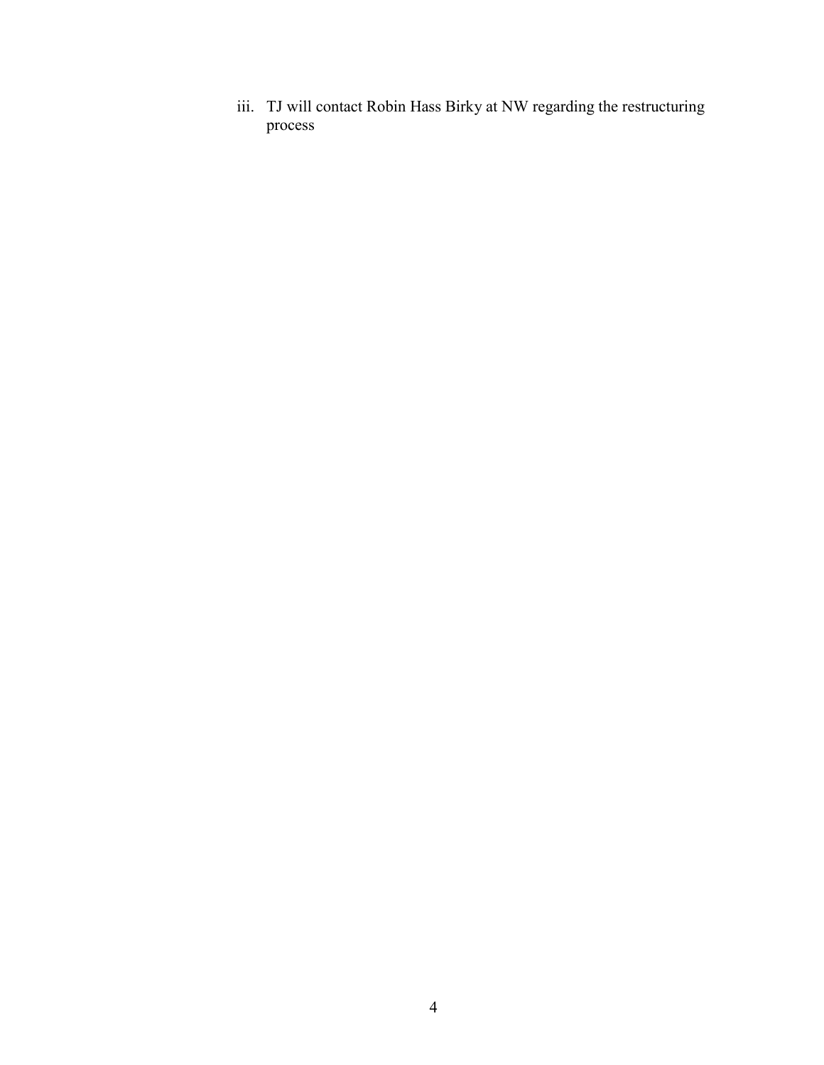iii. TJ will contact Robin Hass Birky at NW regarding the restructuring process